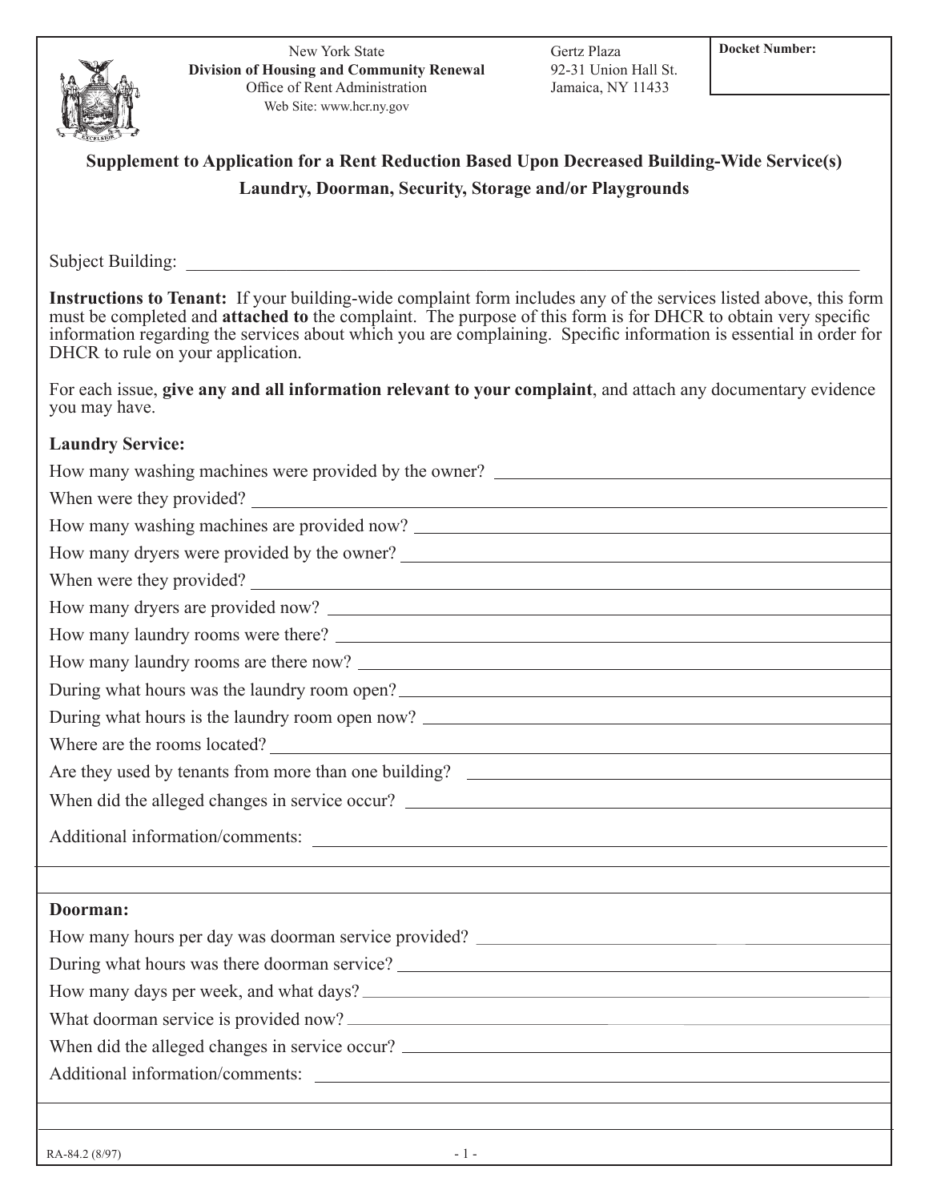New York State
**Division of Housing and Community Renewal**
Office of Rent Administration
Web Site: www.hcr.ny.gov

Gertz Plaza
92-31 Union Hall St.
Jamaica, NY 11433

**Docket Number:**

## Supplement to Application for a Rent Reduction Based Upon Decreased Building-Wide Service(s)
## Laundry, Doorman, Security, Storage and/or Playgrounds

Subject Building: ______________________________

**Instructions to Tenant:** If your building-wide complaint form includes any of the services listed above, this form must be completed and **attached to** the complaint. The purpose of this form is for DHCR to obtain very specific information regarding the services about which you are complaining. Specific information is essential in order for DHCR to rule on your application.

For each issue, **give any and all information relevant to your complaint**, and attach any documentary evidence you may have.

**Laundry Service:**

How many washing machines were provided by the owner? ______________________________

When were they provided? ______________________________

How many washing machines are provided now? ______________________________

How many dryers were provided by the owner? ______________________________

When were they provided? ______________________________

How many dryers are provided now? ______________________________

How many laundry rooms were there? ______________________________

How many laundry rooms are there now? ______________________________

During what hours was the laundry room open? ______________________________

During what hours is the laundry room open now? ______________________________

Where are the rooms located? ______________________________

Are they used by tenants from more than one building? ______________________________

When did the alleged changes in service occur? ______________________________

Additional information/comments: ______________________________

**Doorman:**

How many hours per day was doorman service provided? ______________________________

During what hours was there doorman service? ______________________________

How many days per week, and what days? ______________________________

What doorman service is provided now? ______________________________

When did the alleged changes in service occur? ______________________________

Additional information/comments: ______________________________

RA-84.2 (8/97)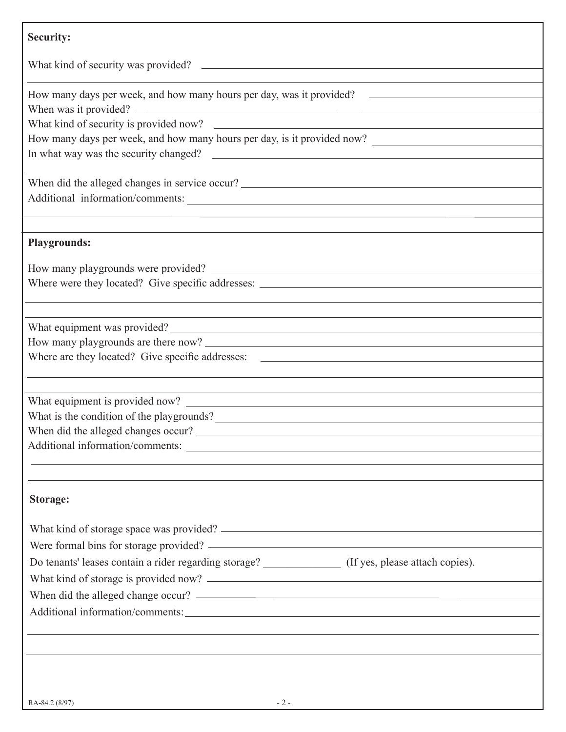**Security:**

What kind of security was provided? \_\_\_\_\_\_\_\_\_\_\_\_\_\_\_\_\_\_\_\_\_\_\_\_\_\_\_\_\_\_

How many days per week, and how many hours per day, was it provided? \_\_\_\_\_\_\_\_\_\_\_\_\_\_\_\_\_\_\_\_

When was it provided? \_\_\_\_\_\_\_\_\_\_\_\_\_\_\_\_\_\_\_\_\_\_\_\_\_\_\_\_\_\_

What kind of security is provided now? \_\_\_\_\_\_\_\_\_\_\_\_\_\_\_\_\_\_\_\_\_\_\_\_\_\_\_\_\_\_

How many days per week, and how many hours per day, is it provided now? \_\_\_\_\_\_\_\_\_\_\_\_\_\_\_\_\_\_\_\_

In what way was the security changed? \_\_\_\_\_\_\_\_\_\_\_\_\_\_\_\_\_\_\_\_\_\_\_\_\_\_\_\_\_\_

When did the alleged changes in service occur? \_\_\_\_\_\_\_\_\_\_\_\_\_\_\_\_\_\_\_\_\_\_\_\_\_\_\_\_\_\_

Additional information/comments: \_\_\_\_\_\_\_\_\_\_\_\_\_\_\_\_\_\_\_\_\_\_\_\_\_\_\_\_\_\_

**Playgrounds:**

How many playgrounds were provided? \_\_\_\_\_\_\_\_\_\_\_\_\_\_\_\_\_\_\_\_\_\_\_\_\_\_\_\_\_\_

Where were they located? Give specific addresses: \_\_\_\_\_\_\_\_\_\_\_\_\_\_\_\_\_\_\_\_\_\_\_\_\_\_\_\_\_\_

What equipment was provided? \_\_\_\_\_\_\_\_\_\_\_\_\_\_\_\_\_\_\_\_\_\_\_\_\_\_\_\_\_\_

How many playgrounds are there now? \_\_\_\_\_\_\_\_\_\_\_\_\_\_\_\_\_\_\_\_\_\_\_\_\_\_\_\_\_\_

Where are they located? Give specific addresses: \_\_\_\_\_\_\_\_\_\_\_\_\_\_\_\_\_\_\_\_\_\_\_\_\_\_\_\_\_\_

What equipment is provided now? \_\_\_\_\_\_\_\_\_\_\_\_\_\_\_\_\_\_\_\_\_\_\_\_\_\_\_\_\_\_

What is the condition of the playgrounds? \_\_\_\_\_\_\_\_\_\_\_\_\_\_\_\_\_\_\_\_\_\_\_\_\_\_\_\_\_\_

When did the alleged changes occur? \_\_\_\_\_\_\_\_\_\_\_\_\_\_\_\_\_\_\_\_\_\_\_\_\_\_\_\_\_\_

Additional information/comments: \_\_\_\_\_\_\_\_\_\_\_\_\_\_\_\_\_\_\_\_\_\_\_\_\_\_\_\_\_\_

**Storage:**

What kind of storage space was provided? \_\_\_\_\_\_\_\_\_\_\_\_\_\_\_\_\_\_\_\_\_\_\_\_\_\_\_\_\_\_

Were formal bins for storage provided? \_\_\_\_\_\_\_\_\_\_\_\_\_\_\_\_\_\_\_\_\_\_\_\_\_\_\_\_\_\_

Do tenants' leases contain a rider regarding storage? \_\_\_\_\_\_\_\_\_\_\_\_\_\_ (If yes, please attach copies).

What kind of storage is provided now? \_\_\_\_\_\_\_\_\_\_\_\_\_\_\_\_\_\_\_\_\_\_\_\_\_\_\_\_\_\_

When did the alleged change occur? \_\_\_\_\_\_\_\_\_\_\_\_\_\_\_\_\_\_\_\_\_\_\_\_\_\_\_\_\_\_

Additional information/comments: \_\_\_\_\_\_\_\_\_\_\_\_\_\_\_\_\_\_\_\_\_\_\_\_\_\_\_\_\_\_

RA-84.2 (8/97)